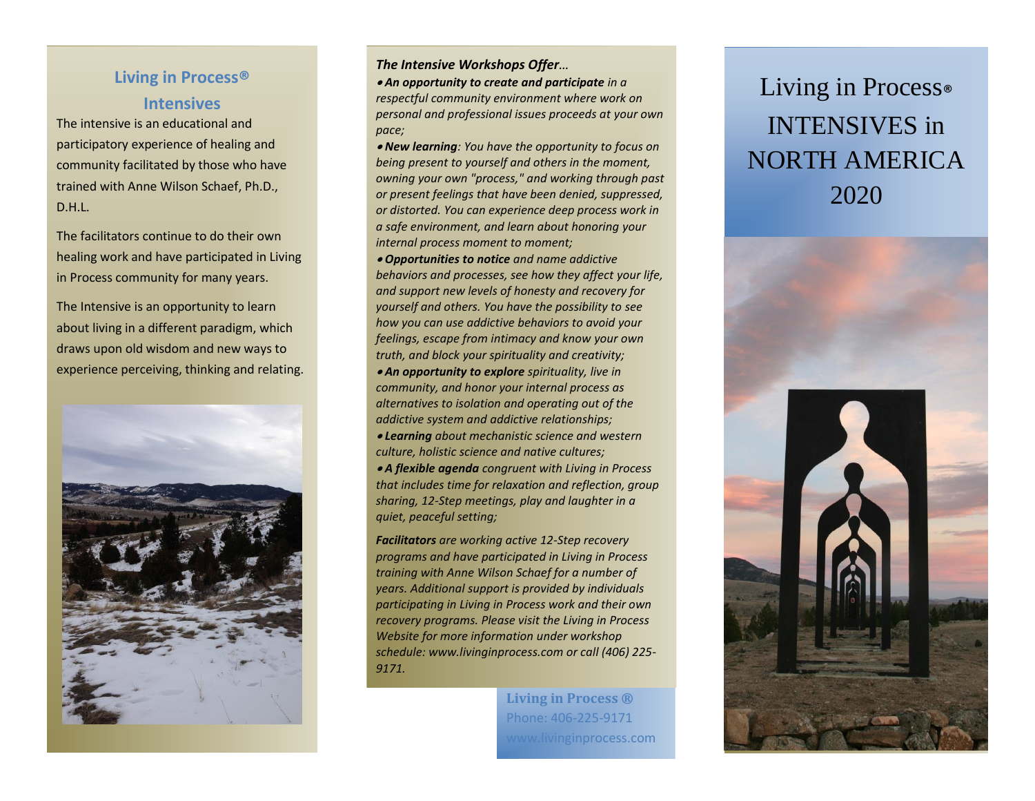## Living in Process® Intensives

The intensive is an educational and participatory experience of healing and community facilitated by those who have trained with Anne Wilson Schaef, Ph.D., D.H.L.

The facilitators continue to do their own healing work and have participated in Living in Process community for many years.

The Intensive is an opportunity to learn about living in a different paradigm, which draws upon old wisdom and new ways to experience perceiving, thinking and relating.

***The Intensive Workshops Offer…***

- ***An opportunity to create and participate*** *in a respectful community environment where work on personal and professional issues proceeds at your own pace;*
- ***New learning****: You have the opportunity to focus on being present to yourself and others in the moment, owning your own "process," and working through past or present feelings that have been denied, suppressed, or distorted. You can experience deep process work in a safe environment, and learn about honoring your internal process moment to moment;*
- ***Opportunities to notice*** *and name addictive behaviors and processes, see how they affect your life, and support new levels of honesty and recovery for yourself and others. You have the possibility to see how you can use addictive behaviors to avoid your feelings, escape from intimacy and know your own truth, and block your spirituality and creativity;*
- ***An opportunity to explore*** *spirituality, live in community, and honor your internal process as alternatives to isolation and operating out of the addictive system and addictive relationships;*
- ***Learning*** *about mechanistic science and western culture, holistic science and native cultures;*
- ***A flexible agenda*** *congruent with Living in Process that includes time for relaxation and reflection, group sharing, 12-Step meetings, play and laughter in a quiet, peaceful setting;*

***Facilitators*** *are working active 12-Step recovery programs and have participated in Living in Process training with Anne Wilson Schaef for a number of years. Additional support is provided by individuals participating in Living in Process work and their own recovery programs. Please visit the Living in Process Website for more information under workshop schedule: www.livinginprocess.com or call (406) 225-9171.*

**Living in Process ®**
Phone: 406-225-9171
www.livinginprocess.com

# Living in Process® INTENSIVES in NORTH AMERICA 2020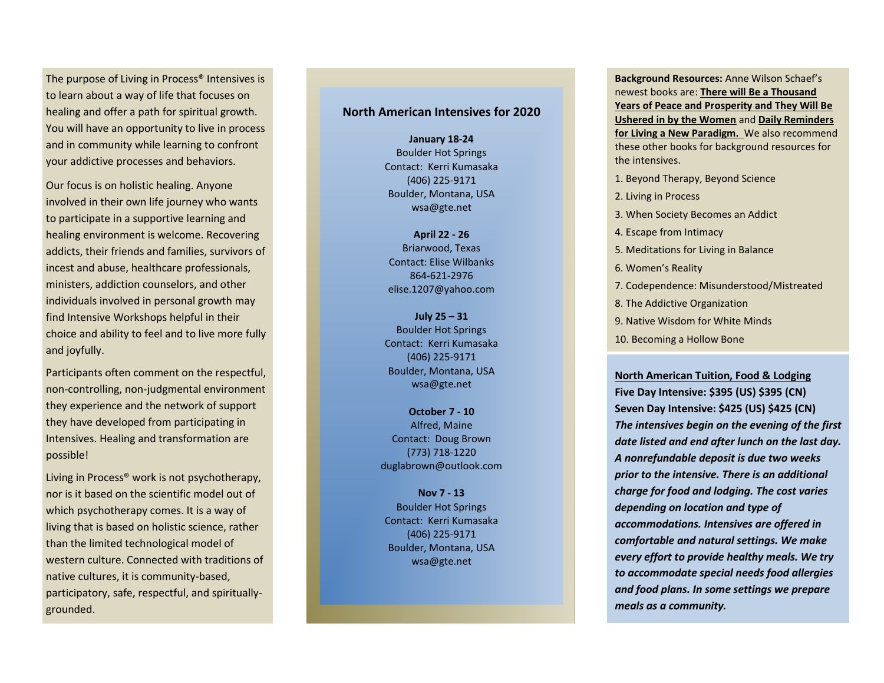The purpose of Living in Process® Intensives is to learn about a way of life that focuses on healing and offer a path for spiritual growth. You will have an opportunity to live in process and in community while learning to confront your addictive processes and behaviors.

Our focus is on holistic healing. Anyone involved in their own life journey who wants to participate in a supportive learning and healing environment is welcome. Recovering addicts, their friends and families, survivors of incest and abuse, healthcare professionals, ministers, addiction counselors, and other individuals involved in personal growth may find Intensive Workshops helpful in their choice and ability to feel and to live more fully and joyfully.

Participants often comment on the respectful, non-controlling, non-judgmental environment they experience and the network of support they have developed from participating in Intensives. Healing and transformation are possible!

Living in Process® work is not psychotherapy, nor is it based on the scientific model out of which psychotherapy comes. It is a way of living that is based on holistic science, rather than the limited technological model of western culture. Connected with traditions of native cultures, it is community-based, participatory, safe, respectful, and spiritually-grounded.

## North American Intensives for 2020

**January 18-24**
Boulder Hot Springs
Contact: Kerri Kumasaka
(406) 225-9171
Boulder, Montana, USA
wsa@gte.net

**April 22 - 26**
Briarwood, Texas
Contact: Elise Wilbanks
864-621-2976
elise.1207@yahoo.com

**July 25 – 31**
Boulder Hot Springs
Contact: Kerri Kumasaka
(406) 225-9171
Boulder, Montana, USA
wsa@gte.net

**October 7 - 10**
Alfred, Maine
Contact: Doug Brown
(773) 718-1220
duglabrown@outlook.com

**Nov 7 - 13**
Boulder Hot Springs
Contact: Kerri Kumasaka
(406) 225-9171
Boulder, Montana, USA
wsa@gte.net

**Background Resources:** Anne Wilson Schaef's newest books are: **There will Be a Thousand Years of Peace and Prosperity and They Will Be Ushered in by the Women** and **Daily Reminders for Living a New Paradigm.** We also recommend these other books for background resources for the intensives.

1. Beyond Therapy, Beyond Science
2. Living in Process
3. When Society Becomes an Addict
4. Escape from Intimacy
5. Meditations for Living in Balance
6. Women's Reality
7. Codependence: Misunderstood/Mistreated
8. The Addictive Organization
9. Native Wisdom for White Minds
10. Becoming a Hollow Bone

**North American Tuition, Food & Lodging**

**Five Day Intensive: $395 (US) $395 (CN)**

**Seven Day Intensive: $425 (US) $425 (CN)**

***The intensives begin on the evening of the first date listed and end after lunch on the last day. A nonrefundable deposit is due two weeks prior to the intensive. There is an additional charge for food and lodging. The cost varies depending on location and type of accommodations. Intensives are offered in comfortable and natural settings. We make every effort to provide healthy meals. We try to accommodate special needs food allergies and food plans. In some settings we prepare meals as a community.***